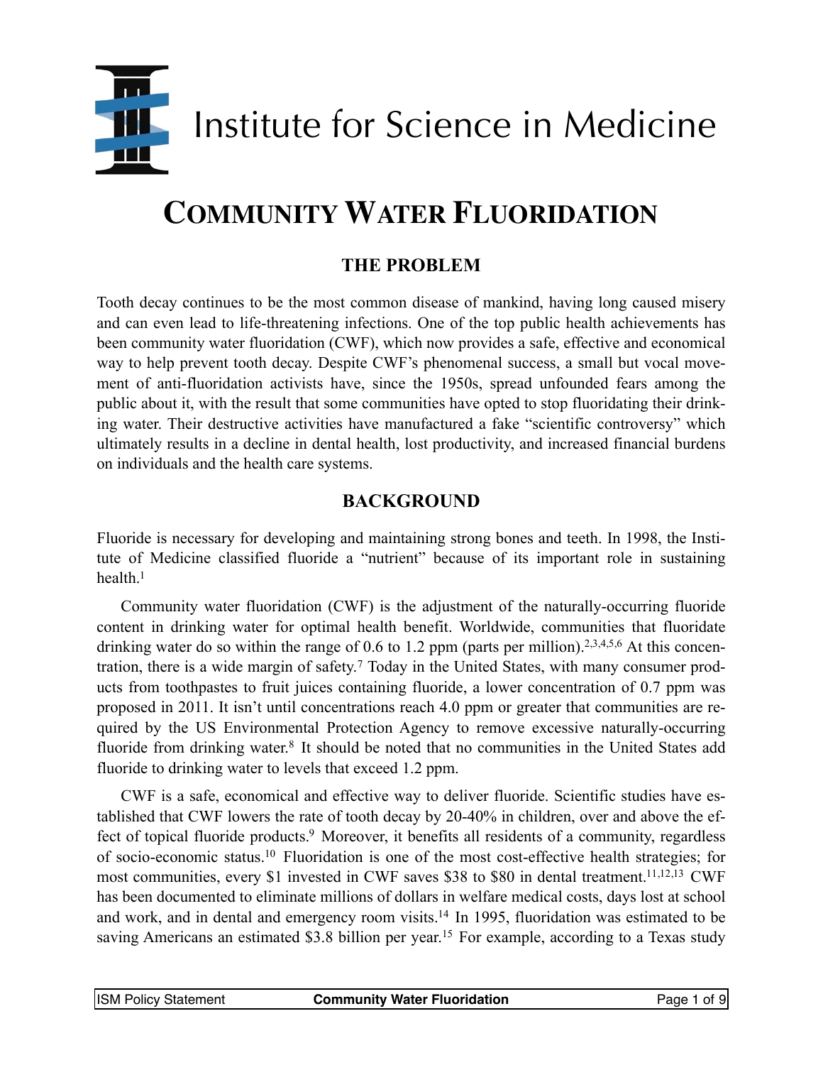Institute for Science in Medicine

# Community Water Fluoridation

## THE PROBLEM

Tooth decay continues to be the most common disease of mankind, having long caused misery and can even lead to life-threatening infections. One of the top public health achievements has been community water fluoridation (CWF), which now provides a safe, effective and economical way to help prevent tooth decay. Despite CWF's phenomenal success, a small but vocal movement of anti-fluoridation activists have, since the 1950s, spread unfounded fears among the public about it, with the result that some communities have opted to stop fluoridating their drinking water. Their destructive activities have manufactured a fake "scientific controversy" which ultimately results in a decline in dental health, lost productivity, and increased financial burdens on individuals and the health care systems.

## BACKGROUND

Fluoride is necessary for developing and maintaining strong bones and teeth. In 1998, the Institute of Medicine classified fluoride a "nutrient" because of its important role in sustaining health.[1]

Community water fluoridation (CWF) is the adjustment of the naturally-occurring fluoride content in drinking water for optimal health benefit. Worldwide, communities that fluoridate drinking water do so within the range of 0.6 to 1.2 ppm (parts per million).[2,3,4,5,6] At this concentration, there is a wide margin of safety.[7] Today in the United States, with many consumer products from toothpastes to fruit juices containing fluoride, a lower concentration of 0.7 ppm was proposed in 2011. It isn't until concentrations reach 4.0 ppm or greater that communities are required by the US Environmental Protection Agency to remove excessive naturally-occurring fluoride from drinking water.[8] It should be noted that no communities in the United States add fluoride to drinking water to levels that exceed 1.2 ppm.

CWF is a safe, economical and effective way to deliver fluoride. Scientific studies have established that CWF lowers the rate of tooth decay by 20-40% in children, over and above the effect of topical fluoride products.[9] Moreover, it benefits all residents of a community, regardless of socio-economic status.[10] Fluoridation is one of the most cost-effective health strategies; for most communities, every $1 invested in CWF saves $38 to $80 in dental treatment.[11,12,13] CWF has been documented to eliminate millions of dollars in welfare medical costs, days lost at school and work, and in dental and emergency room visits.[14] In 1995, fluoridation was estimated to be saving Americans an estimated $3.8 billion per year.[15] For example, according to a Texas study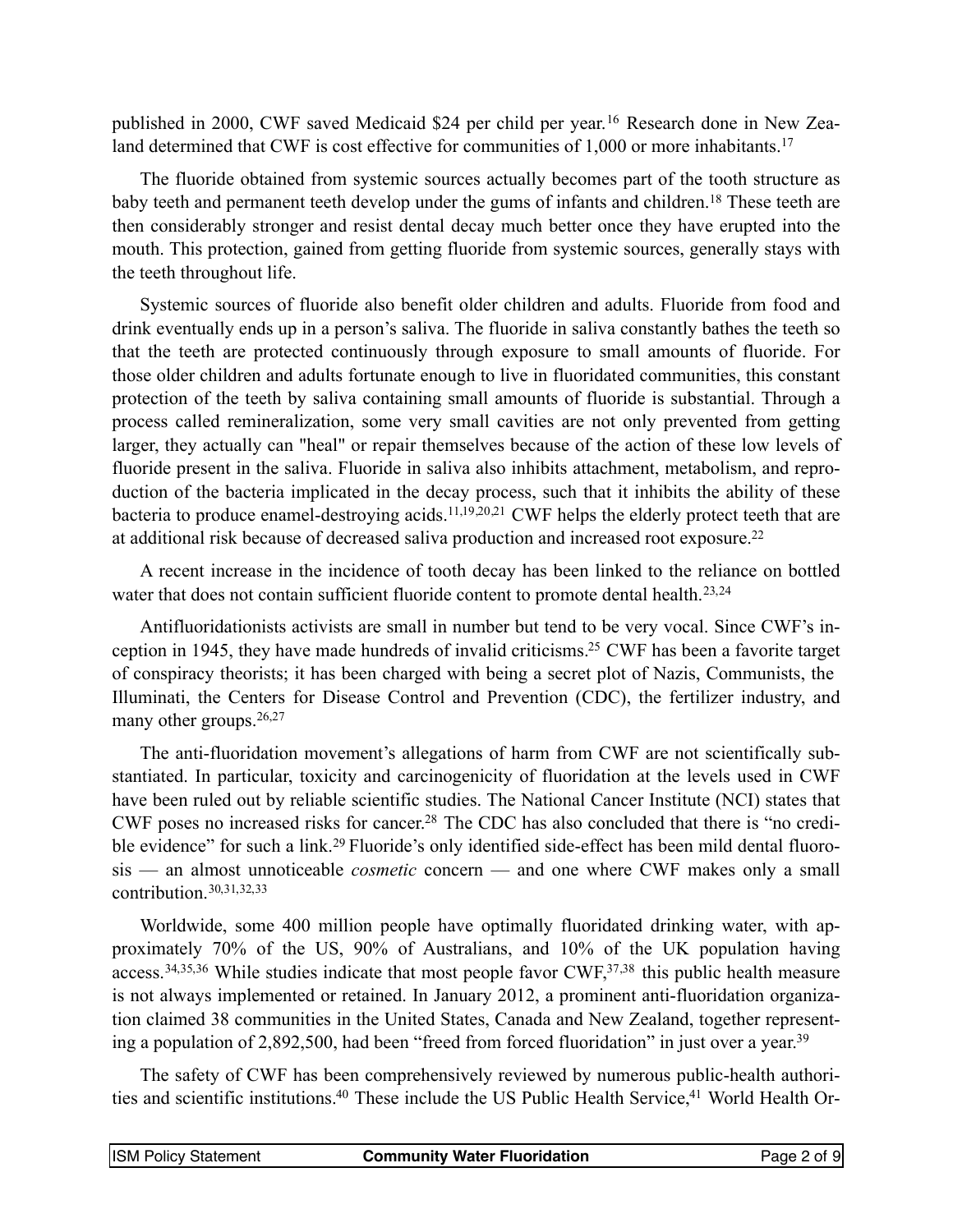published in 2000, CWF saved Medicaid $24 per child per year.[16] Research done in New Zealand determined that CWF is cost effective for communities of 1,000 or more inhabitants.[17]

The fluoride obtained from systemic sources actually becomes part of the tooth structure as baby teeth and permanent teeth develop under the gums of infants and children.[18] These teeth are then considerably stronger and resist dental decay much better once they have erupted into the mouth. This protection, gained from getting fluoride from systemic sources, generally stays with the teeth throughout life.

Systemic sources of fluoride also benefit older children and adults. Fluoride from food and drink eventually ends up in a person's saliva. The fluoride in saliva constantly bathes the teeth so that the teeth are protected continuously through exposure to small amounts of fluoride. For those older children and adults fortunate enough to live in fluoridated communities, this constant protection of the teeth by saliva containing small amounts of fluoride is substantial. Through a process called remineralization, some very small cavities are not only prevented from getting larger, they actually can "heal" or repair themselves because of the action of these low levels of fluoride present in the saliva. Fluoride in saliva also inhibits attachment, metabolism, and reproduction of the bacteria implicated in the decay process, such that it inhibits the ability of these bacteria to produce enamel-destroying acids.[11,19,20,21] CWF helps the elderly protect teeth that are at additional risk because of decreased saliva production and increased root exposure.[22]

A recent increase in the incidence of tooth decay has been linked to the reliance on bottled water that does not contain sufficient fluoride content to promote dental health.[23,24]

Antifluoridationists activists are small in number but tend to be very vocal. Since CWF's inception in 1945, they have made hundreds of invalid criticisms.[25] CWF has been a favorite target of conspiracy theorists; it has been charged with being a secret plot of Nazis, Communists, the Illuminati, the Centers for Disease Control and Prevention (CDC), the fertilizer industry, and many other groups.[26,27]

The anti-fluoridation movement's allegations of harm from CWF are not scientifically substantiated. In particular, toxicity and carcinogenicity of fluoridation at the levels used in CWF have been ruled out by reliable scientific studies. The National Cancer Institute (NCI) states that CWF poses no increased risks for cancer.[28] The CDC has also concluded that there is "no credible evidence" for such a link.[29] Fluoride's only identified side-effect has been mild dental fluorosis — an almost unnoticeable *cosmetic* concern — and one where CWF makes only a small contribution.[30,31,32,33]

Worldwide, some 400 million people have optimally fluoridated drinking water, with approximately 70% of the US, 90% of Australians, and 10% of the UK population having access.[34,35,36] While studies indicate that most people favor CWF,[37,38] this public health measure is not always implemented or retained. In January 2012, a prominent anti-fluoridation organization claimed 38 communities in the United States, Canada and New Zealand, together representing a population of 2,892,500, had been "freed from forced fluoridation" in just over a year.[39]

The safety of CWF has been comprehensively reviewed by numerous public-health authorities and scientific institutions.[40] These include the US Public Health Service,[41] World Health Or-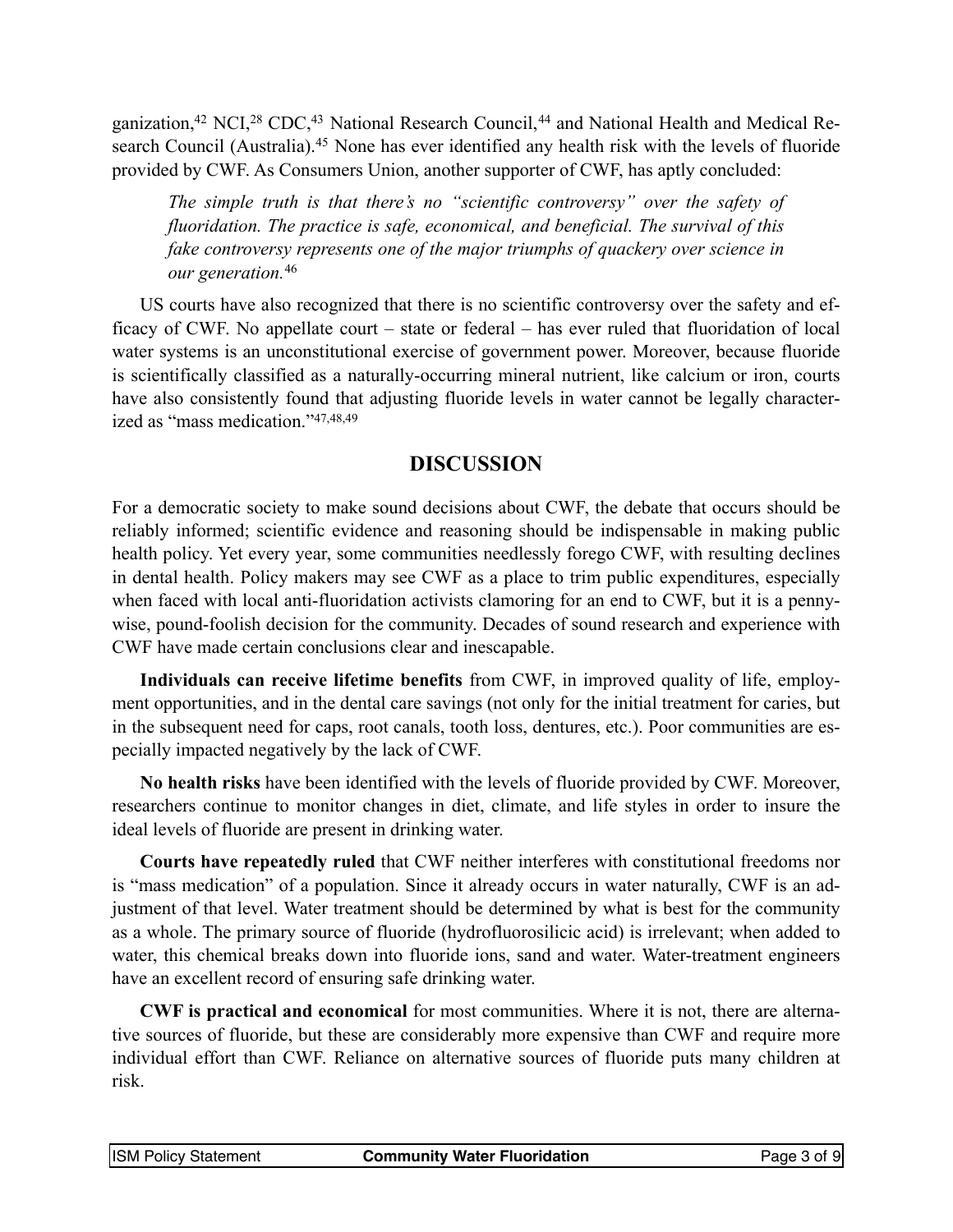ganization,[42] NCI,[28] CDC,[43] National Research Council,[44] and National Health and Medical Research Council (Australia).[45] None has ever identified any health risk with the levels of fluoride provided by CWF. As Consumers Union, another supporter of CWF, has aptly concluded:

> *The simple truth is that there's no "scientific controversy" over the safety of fluoridation. The practice is safe, economical, and beneficial. The survival of this fake controversy represents one of the major triumphs of quackery over science in our generation.*[46]

US courts have also recognized that there is no scientific controversy over the safety and efficacy of CWF. No appellate court – state or federal – has ever ruled that fluoridation of local water systems is an unconstitutional exercise of government power. Moreover, because fluoride is scientifically classified as a naturally-occurring mineral nutrient, like calcium or iron, courts have also consistently found that adjusting fluoride levels in water cannot be legally characterized as "mass medication."[47,48,49]

## DISCUSSION

For a democratic society to make sound decisions about CWF, the debate that occurs should be reliably informed; scientific evidence and reasoning should be indispensable in making public health policy. Yet every year, some communities needlessly forego CWF, with resulting declines in dental health. Policy makers may see CWF as a place to trim public expenditures, especially when faced with local anti-fluoridation activists clamoring for an end to CWF, but it is a penny-wise, pound-foolish decision for the community. Decades of sound research and experience with CWF have made certain conclusions clear and inescapable.

**Individuals can receive lifetime benefits** from CWF, in improved quality of life, employment opportunities, and in the dental care savings (not only for the initial treatment for caries, but in the subsequent need for caps, root canals, tooth loss, dentures, etc.). Poor communities are especially impacted negatively by the lack of CWF.

**No health risks** have been identified with the levels of fluoride provided by CWF. Moreover, researchers continue to monitor changes in diet, climate, and life styles in order to insure the ideal levels of fluoride are present in drinking water.

**Courts have repeatedly ruled** that CWF neither interferes with constitutional freedoms nor is "mass medication" of a population. Since it already occurs in water naturally, CWF is an adjustment of that level. Water treatment should be determined by what is best for the community as a whole. The primary source of fluoride (hydrofluorosilicic acid) is irrelevant; when added to water, this chemical breaks down into fluoride ions, sand and water. Water-treatment engineers have an excellent record of ensuring safe drinking water.

**CWF is practical and economical** for most communities. Where it is not, there are alternative sources of fluoride, but these are considerably more expensive than CWF and require more individual effort than CWF. Reliance on alternative sources of fluoride puts many children at risk.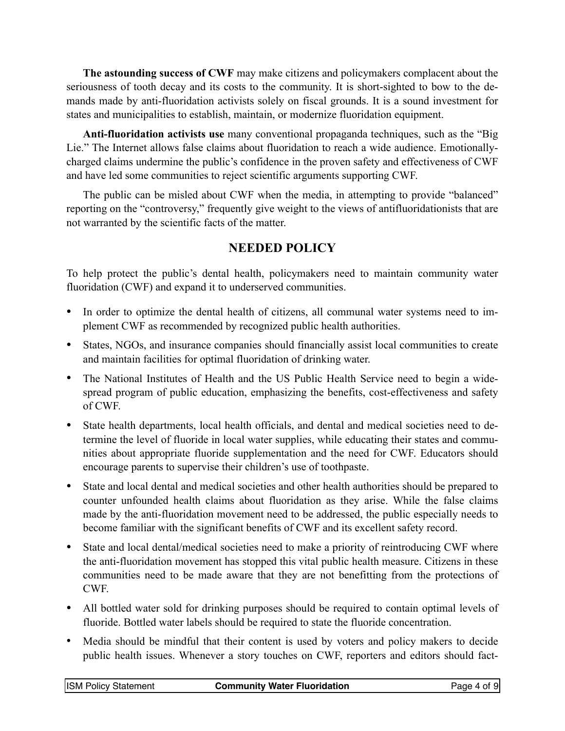**The astounding success of CWF** may make citizens and policymakers complacent about the seriousness of tooth decay and its costs to the community. It is short-sighted to bow to the demands made by anti-fluoridation activists solely on fiscal grounds. It is a sound investment for states and municipalities to establish, maintain, or modernize fluoridation equipment.

**Anti-fluoridation activists use** many conventional propaganda techniques, such as the "Big Lie." The Internet allows false claims about fluoridation to reach a wide audience. Emotionally-charged claims undermine the public's confidence in the proven safety and effectiveness of CWF and have led some communities to reject scientific arguments supporting CWF.

The public can be misled about CWF when the media, in attempting to provide "balanced" reporting on the "controversy," frequently give weight to the views of antifluoridationists that are not warranted by the scientific facts of the matter.

## NEEDED POLICY

To help protect the public's dental health, policymakers need to maintain community water fluoridation (CWF) and expand it to underserved communities.

- In order to optimize the dental health of citizens, all communal water systems need to implement CWF as recommended by recognized public health authorities.
- States, NGOs, and insurance companies should financially assist local communities to create and maintain facilities for optimal fluoridation of drinking water.
- The National Institutes of Health and the US Public Health Service need to begin a widespread program of public education, emphasizing the benefits, cost-effectiveness and safety of CWF.
- State health departments, local health officials, and dental and medical societies need to determine the level of fluoride in local water supplies, while educating their states and communities about appropriate fluoride supplementation and the need for CWF. Educators should encourage parents to supervise their children's use of toothpaste.
- State and local dental and medical societies and other health authorities should be prepared to counter unfounded health claims about fluoridation as they arise. While the false claims made by the anti-fluoridation movement need to be addressed, the public especially needs to become familiar with the significant benefits of CWF and its excellent safety record.
- State and local dental/medical societies need to make a priority of reintroducing CWF where the anti-fluoridation movement has stopped this vital public health measure. Citizens in these communities need to be made aware that they are not benefitting from the protections of CWF.
- All bottled water sold for drinking purposes should be required to contain optimal levels of fluoride. Bottled water labels should be required to state the fluoride concentration.
- Media should be mindful that their content is used by voters and policy makers to decide public health issues. Whenever a story touches on CWF, reporters and editors should fact-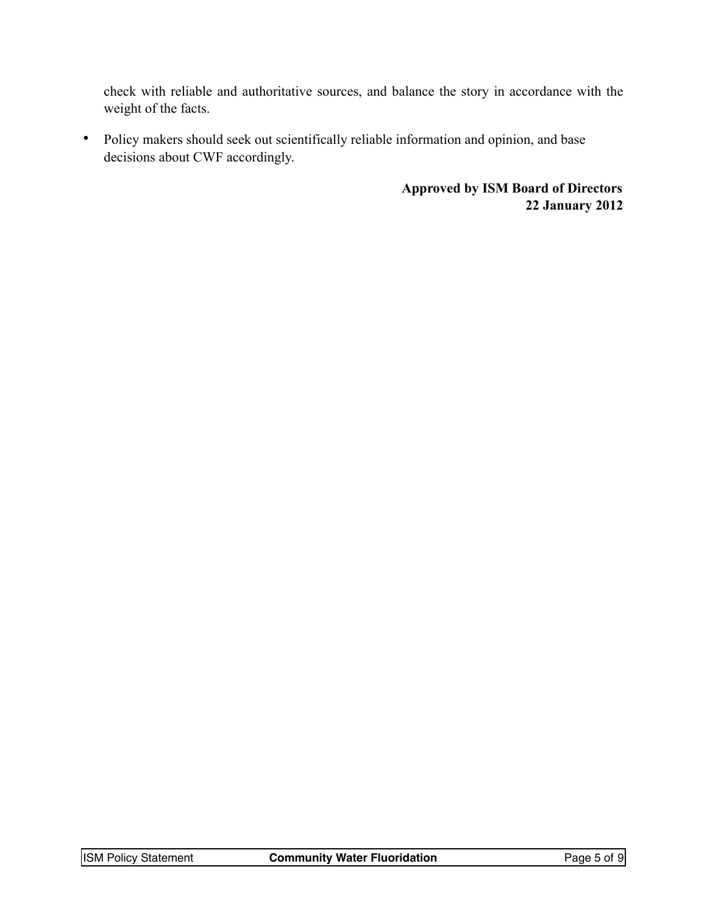check with reliable and authoritative sources, and balance the story in accordance with the weight of the facts.

- Policy makers should seek out scientifically reliable information and opinion, and base decisions about CWF accordingly.

**Approved by ISM Board of Directors**
**22 January 2012**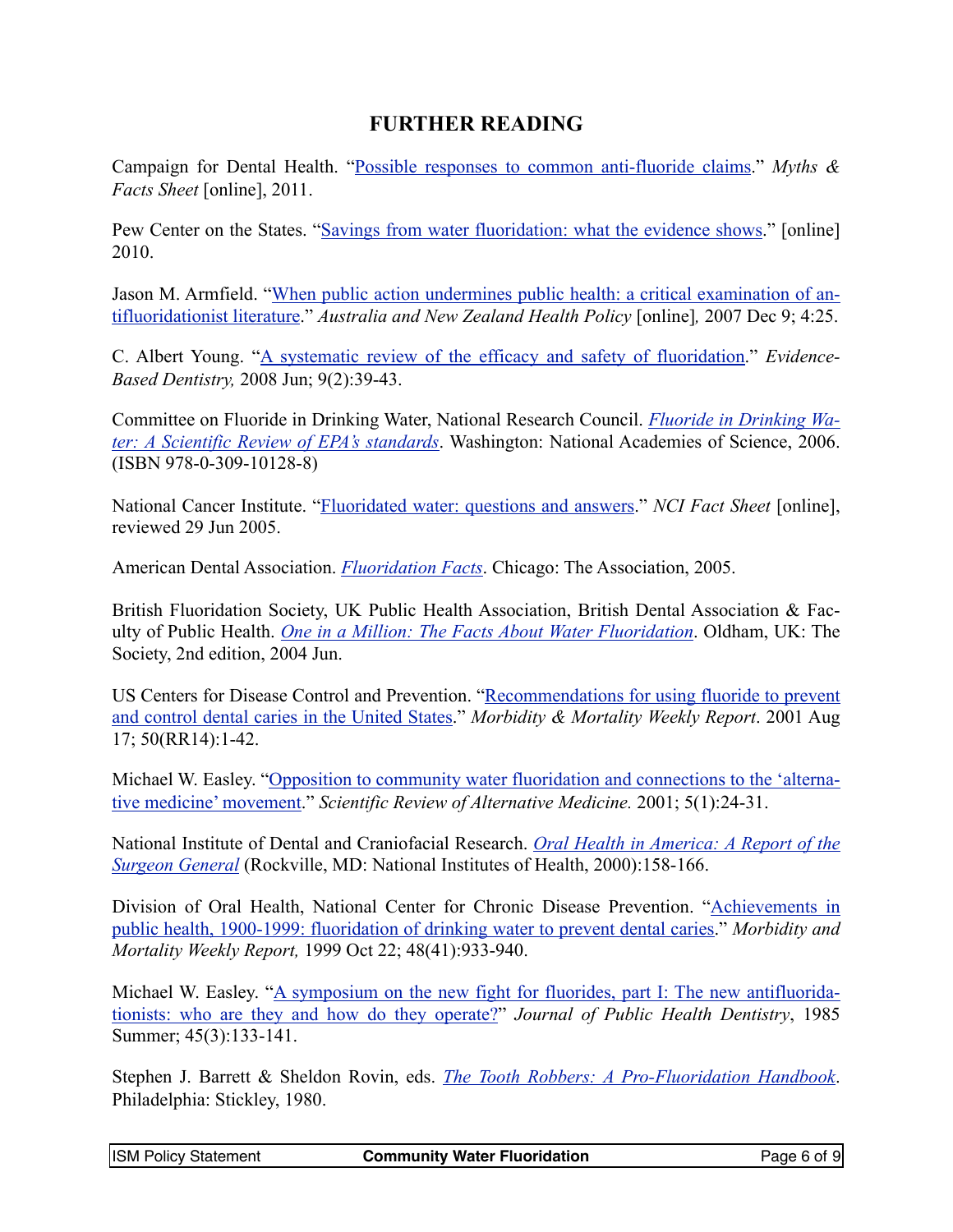## FURTHER READING

Campaign for Dental Health. "Possible responses to common anti-fluoride claims." *Myths & Facts Sheet* [online], 2011.

Pew Center on the States. "Savings from water fluoridation: what the evidence shows." [online] 2010.

Jason M. Armfield. "When public action undermines public health: a critical examination of antifluoridationist literature." *Australia and New Zealand Health Policy* [online]*,* 2007 Dec 9; 4:25.

C. Albert Young. "A systematic review of the efficacy and safety of fluoridation." *Evidence-Based Dentistry,* 2008 Jun; 9(2):39-43.

Committee on Fluoride in Drinking Water, National Research Council. *Fluoride in Drinking Water: A Scientific Review of EPA's standards*. Washington: National Academies of Science, 2006. (ISBN 978-0-309-10128-8)

National Cancer Institute. "Fluoridated water: questions and answers." *NCI Fact Sheet* [online], reviewed 29 Jun 2005.

American Dental Association. *Fluoridation Facts*. Chicago: The Association, 2005.

British Fluoridation Society, UK Public Health Association, British Dental Association & Faculty of Public Health. *One in a Million: The Facts About Water Fluoridation*. Oldham, UK: The Society, 2nd edition, 2004 Jun.

US Centers for Disease Control and Prevention. "Recommendations for using fluoride to prevent and control dental caries in the United States." *Morbidity & Mortality Weekly Report*. 2001 Aug 17; 50(RR14):1-42.

Michael W. Easley. "Opposition to community water fluoridation and connections to the 'alternative medicine' movement." *Scientific Review of Alternative Medicine.* 2001; 5(1):24-31.

National Institute of Dental and Craniofacial Research. *Oral Health in America: A Report of the Surgeon General* (Rockville, MD: National Institutes of Health, 2000):158-166.

Division of Oral Health, National Center for Chronic Disease Prevention. "Achievements in public health, 1900-1999: fluoridation of drinking water to prevent dental caries." *Morbidity and Mortality Weekly Report,* 1999 Oct 22; 48(41):933-940.

Michael W. Easley. "A symposium on the new fight for fluorides, part I: The new antifluoridationists: who are they and how do they operate?" *Journal of Public Health Dentistry*, 1985 Summer; 45(3):133-141.

Stephen J. Barrett & Sheldon Rovin, eds. *The Tooth Robbers: A Pro-Fluoridation Handbook*. Philadelphia: Stickley, 1980.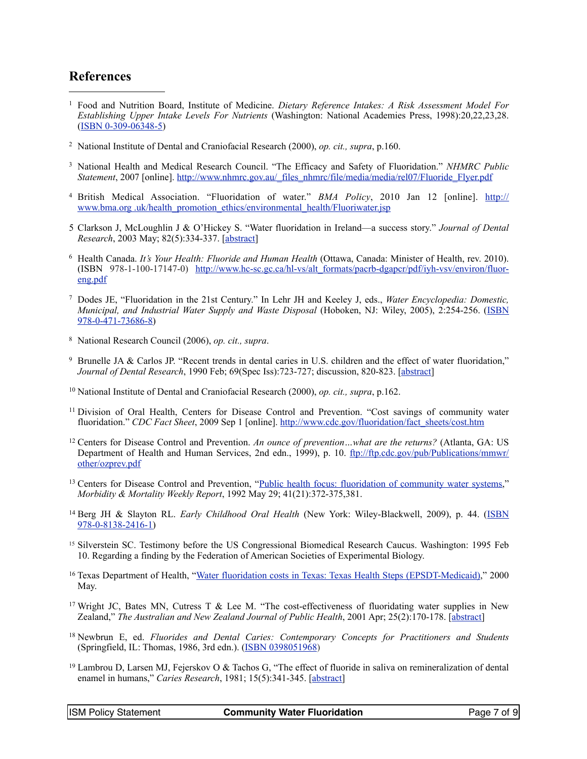## References

1. Food and Nutrition Board, Institute of Medicine. *Dietary Reference Intakes: A Risk Assessment Model For Establishing Upper Intake Levels For Nutrients* (Washington: National Academies Press, 1998):20,22,23,28. ([ISBN 0-309-06348-5](ISBN 0-309-06348-5))

2. National Institute of Dental and Craniofacial Research (2000), *op. cit., supra*, p.160.

3. National Health and Medical Research Council. "The Efficacy and Safety of Fluoridation." *NHMRC Public Statement*, 2007 [online]. http://www.nhmrc.gov.au/_files_nhmrc/file/media/media/rel07/Fluoride_Flyer.pdf

4. British Medical Association. "Fluoridation of water." *BMA Policy*, 2010 Jan 12 [online]. http://www.bma.org.uk/health_promotion_ethics/environmental_health/Fluoriwater.jsp

5. Clarkson J, McLoughlin J & O'Hickey S. "Water fluoridation in Ireland—a success story." *Journal of Dental Research*, 2003 May; 82(5):334-337. [abstract]

6. Health Canada. *It's Your Health: Fluoride and Human Health* (Ottawa, Canada: Minister of Health, rev. 2010). (ISBN 978-1-100-17147-0) http://www.hc-sc.gc.ca/hl-vs/alt_formats/pacrb-dgapcr/pdf/iyh-vsv/environ/fluor-eng.pdf

7. Dodes JE, "Fluoridation in the 21st Century." In Lehr JH and Keeley J, eds., *Water Encyclopedia: Domestic, Municipal, and Industrial Water Supply and Waste Disposal* (Hoboken, NJ: Wiley, 2005), 2:254-256. (ISBN 978-0-471-73686-8)

8. National Research Council (2006), *op. cit., supra*.

9. Brunelle JA & Carlos JP. "Recent trends in dental caries in U.S. children and the effect of water fluoridation," *Journal of Dental Research*, 1990 Feb; 69(Spec Iss):723-727; discussion, 820-823. [abstract]

10. National Institute of Dental and Craniofacial Research (2000), *op. cit., supra*, p.162.

11. Division of Oral Health, Centers for Disease Control and Prevention. "Cost savings of community water fluoridation." *CDC Fact Sheet*, 2009 Sep 1 [online]. http://www.cdc.gov/fluoridation/fact_sheets/cost.htm

12. Centers for Disease Control and Prevention. *An ounce of prevention…what are the returns?* (Atlanta, GA: US Department of Health and Human Services, 2nd edn., 1999), p. 10. ftp://ftp.cdc.gov/pub/Publications/mmwr/other/ozprev.pdf

13. Centers for Disease Control and Prevention, "Public health focus: fluoridation of community water systems," *Morbidity & Mortality Weekly Report*, 1992 May 29; 41(21):372-375,381.

14. Berg JH & Slayton RL. *Early Childhood Oral Health* (New York: Wiley-Blackwell, 2009), p. 44. (ISBN 978-0-8138-2416-1)

15. Silverstein SC. Testimony before the US Congressional Biomedical Research Caucus. Washington: 1995 Feb 10. Regarding a finding by the Federation of American Societies of Experimental Biology.

16. Texas Department of Health, "Water fluoridation costs in Texas: Texas Health Steps (EPSDT-Medicaid)," 2000 May.

17. Wright JC, Bates MN, Cutress T & Lee M. "The cost-effectiveness of fluoridating water supplies in New Zealand," *The Australian and New Zealand Journal of Public Health*, 2001 Apr; 25(2):170-178. [abstract]

18. Newbrun E, ed. *Fluorides and Dental Caries: Contemporary Concepts for Practitioners and Students* (Springfield, IL: Thomas, 1986, 3rd edn.). (ISBN 0398051968)

19. Lambrou D, Larsen MJ, Fejerskov O & Tachos G, "The effect of fluoride in saliva on remineralization of dental enamel in humans," *Caries Research*, 1981; 15(5):341-345. [abstract]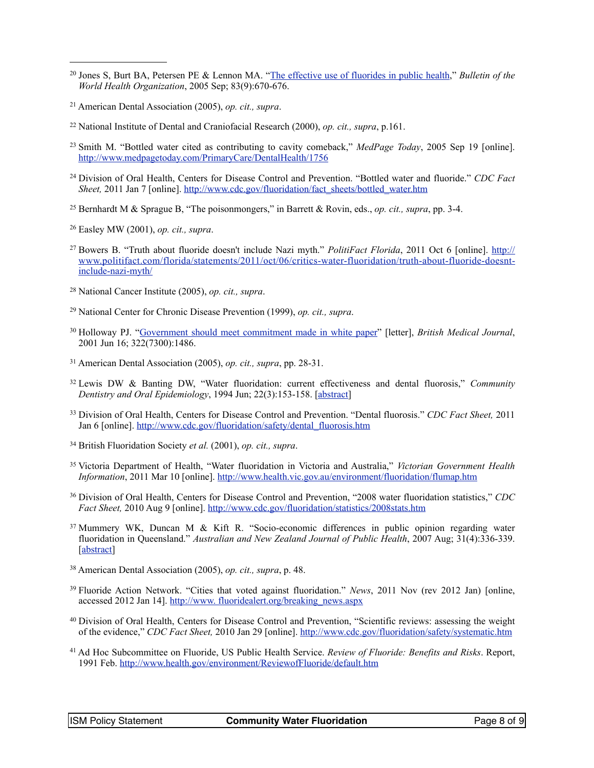[20] Jones S, Burt BA, Petersen PE & Lennon MA. "The effective use of fluorides in public health," *Bulletin of the World Health Organization*, 2005 Sep; 83(9):670-676.

[21] American Dental Association (2005), *op. cit., supra*.

[22] National Institute of Dental and Craniofacial Research (2000), *op. cit., supra*, p.161.

[23] Smith M. "Bottled water cited as contributing to cavity comeback," *MedPage Today*, 2005 Sep 19 [online]. http://www.medpagetoday.com/PrimaryCare/DentalHealth/1756

[24] Division of Oral Health, Centers for Disease Control and Prevention. "Bottled water and fluoride." *CDC Fact Sheet,* 2011 Jan 7 [online]. http://www.cdc.gov/fluoridation/fact_sheets/bottled_water.htm

[25] Bernhardt M & Sprague B, "The poisonmongers," in Barrett & Rovin, eds., *op. cit., supra*, pp. 3-4.

[26] Easley MW (2001), *op. cit., supra*.

[27] Bowers B. "Truth about fluoride doesn't include Nazi myth." *PolitiFact Florida*, 2011 Oct 6 [online]. http://www.politifact.com/florida/statements/2011/oct/06/critics-water-fluoridation/truth-about-fluoride-doesnt-include-nazi-myth/

[28] National Cancer Institute (2005), *op. cit., supra*.

[29] National Center for Chronic Disease Prevention (1999), *op. cit., supra*.

[30] Holloway PJ. "Government should meet commitment made in white paper" [letter], *British Medical Journal*, 2001 Jun 16; 322(7300):1486.

[31] American Dental Association (2005), *op. cit., supra*, pp. 28-31.

[32] Lewis DW & Banting DW, "Water fluoridation: current effectiveness and dental fluorosis," *Community Dentistry and Oral Epidemiology*, 1994 Jun; 22(3):153-158. [abstract]

[33] Division of Oral Health, Centers for Disease Control and Prevention. "Dental fluorosis." *CDC Fact Sheet,* 2011 Jan 6 [online]. http://www.cdc.gov/fluoridation/safety/dental_fluorosis.htm

[34] British Fluoridation Society *et al.* (2001), *op. cit., supra*.

[35] Victoria Department of Health, "Water fluoridation in Victoria and Australia," *Victorian Government Health Information*, 2011 Mar 10 [online]. http://www.health.vic.gov.au/environment/fluoridation/flumap.htm

[36] Division of Oral Health, Centers for Disease Control and Prevention, "2008 water fluoridation statistics," *CDC Fact Sheet,* 2010 Aug 9 [online]. http://www.cdc.gov/fluoridation/statistics/2008stats.htm

[37] Mummery WK, Duncan M & Kift R. "Socio-economic differences in public opinion regarding water fluoridation in Queensland." *Australian and New Zealand Journal of Public Health*, 2007 Aug; 31(4):336-339. [abstract]

[38] American Dental Association (2005), *op. cit., supra*, p. 48.

[39] Fluoride Action Network. "Cities that voted against fluoridation." *News*, 2011 Nov (rev 2012 Jan) [online, accessed 2012 Jan 14]. http://www. fluoridealert.org/breaking_news.aspx

[40] Division of Oral Health, Centers for Disease Control and Prevention, "Scientific reviews: assessing the weight of the evidence," *CDC Fact Sheet,* 2010 Jan 29 [online]. http://www.cdc.gov/fluoridation/safety/systematic.htm

[41] Ad Hoc Subcommittee on Fluoride, US Public Health Service. *Review of Fluoride: Benefits and Risks*. Report, 1991 Feb. http://www.health.gov/environment/ReviewofFluoride/default.htm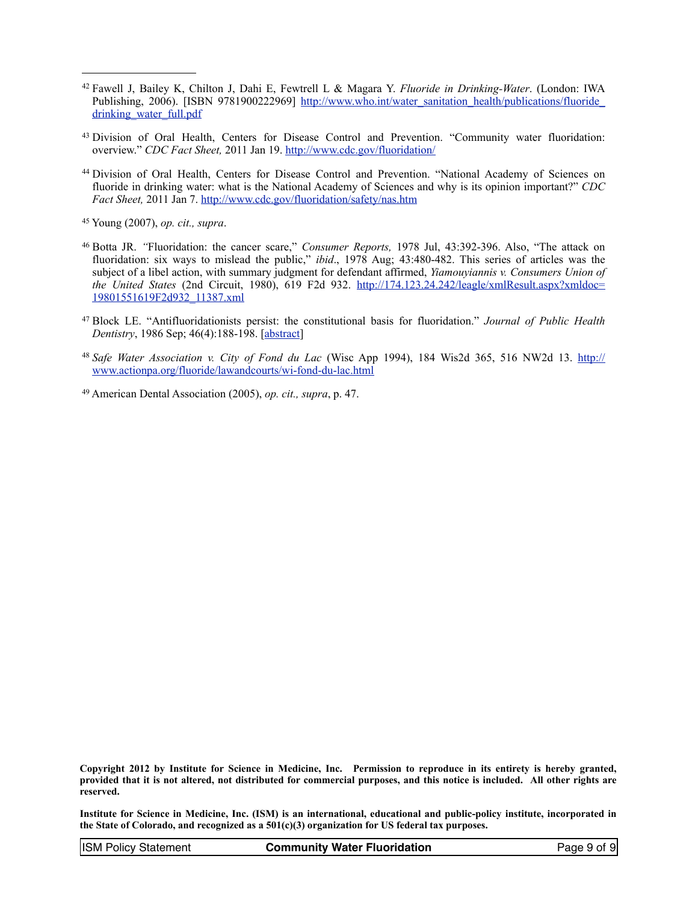[42] Fawell J, Bailey K, Chilton J, Dahi E, Fewtrell L & Magara Y. *Fluoride in Drinking-Water*. (London: IWA Publishing, 2006). [ISBN 9781900222969] http://www.who.int/water_sanitation_health/publications/fluoride_drinking_water_full.pdf

[43] Division of Oral Health, Centers for Disease Control and Prevention. "Community water fluoridation: overview." *CDC Fact Sheet,* 2011 Jan 19. http://www.cdc.gov/fluoridation/

[44] Division of Oral Health, Centers for Disease Control and Prevention. "National Academy of Sciences on fluoride in drinking water: what is the National Academy of Sciences and why is its opinion important?" *CDC Fact Sheet,* 2011 Jan 7. http://www.cdc.gov/fluoridation/safety/nas.htm

[45] Young (2007), *op. cit., supra*.

[46] Botta JR. "Fluoridation: the cancer scare," *Consumer Reports,* 1978 Jul, 43:392-396. Also, "The attack on fluoridation: six ways to mislead the public," *ibid*., 1978 Aug; 43:480-482. This series of articles was the subject of a libel action, with summary judgment for defendant affirmed, *Yiamouyiannis v. Consumers Union of the United States* (2nd Circuit, 1980), 619 F2d 932. http://174.123.24.242/leagle/xmlResult.aspx?xmldoc=19801551619F2d932_11387.xml

[47] Block LE. "Antifluoridationists persist: the constitutional basis for fluoridation." *Journal of Public Health Dentistry*, 1986 Sep; 46(4):188-198. [abstract]

[48] *Safe Water Association v. City of Fond du Lac* (Wisc App 1994), 184 Wis2d 365, 516 NW2d 13. http://www.actionpa.org/fluoride/lawandcourts/wi-fond-du-lac.html

[49] American Dental Association (2005), *op. cit., supra*, p. 47.

**Copyright 2012 by Institute for Science in Medicine, Inc. Permission to reproduce in its entirety is hereby granted, provided that it is not altered, not distributed for commercial purposes, and this notice is included. All other rights are reserved.**

**Institute for Science in Medicine, Inc. (ISM) is an international, educational and public-policy institute, incorporated in the State of Colorado, and recognized as a 501(c)(3) organization for US federal tax purposes.**